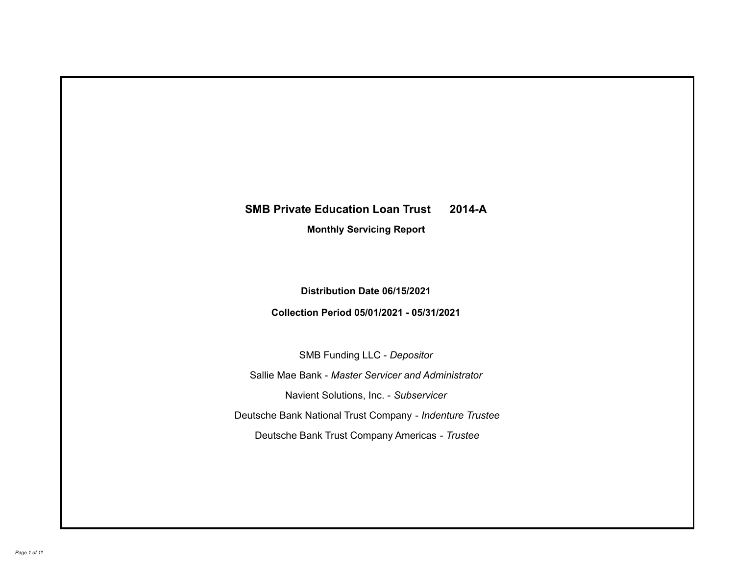# SMB Private Education Loan Trust 2014-A

**Monthly Servicing Report**

**Distribution Date 06/15/2021**

**Collection Period 05/01/2021 - 05/31/2021**

SMB Funding LLC - *Depositor*

Sallie Mae Bank - *Master Servicer and Administrator*

Navient Solutions, Inc. - *Subservicer*

Deutsche Bank National Trust Company - *Indenture Trustee*

Deutsche Bank Trust Company Americas - *Trustee*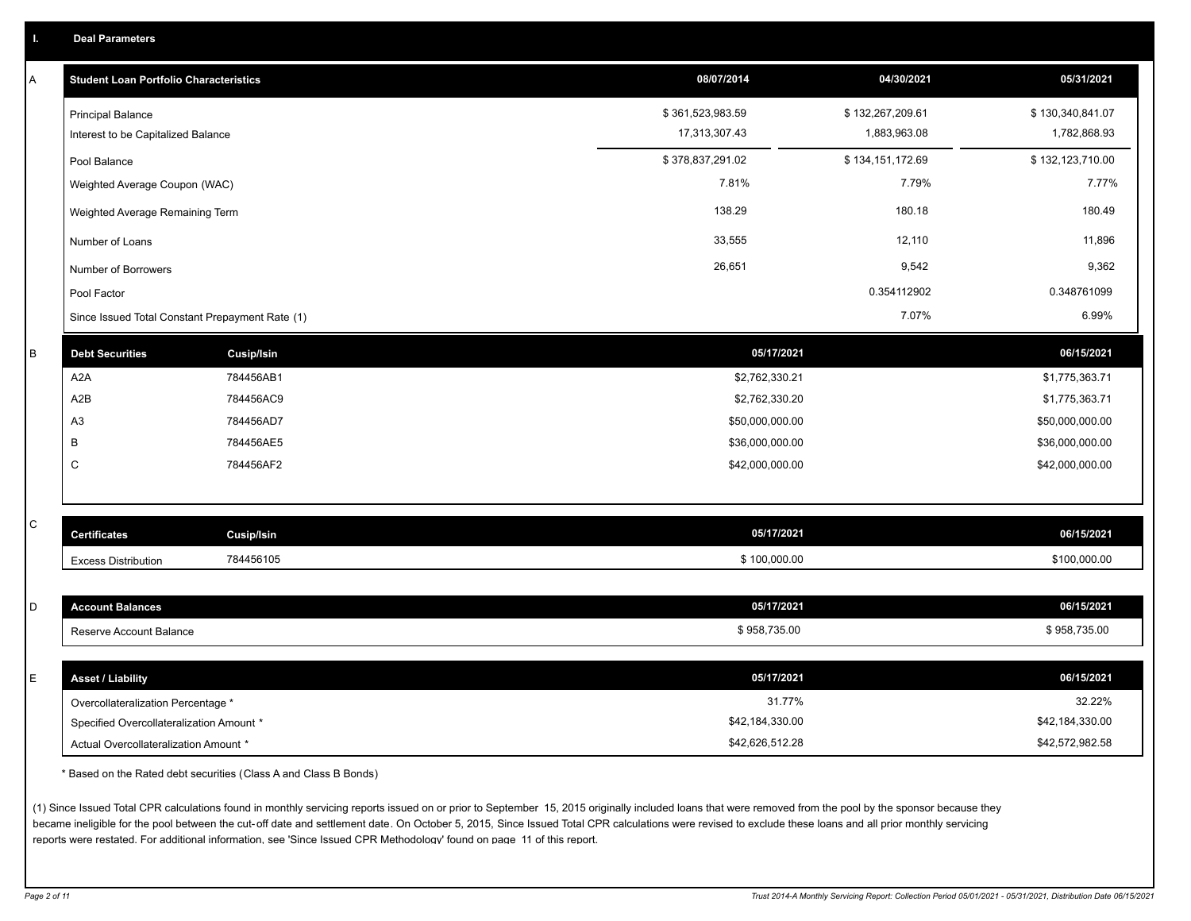## I. Deal Parameters

### A

| Student Loan Portfolio Characteristics | 08/07/2014 | 04/30/2021 | 05/31/2021 |
|---|---|---|---|
| Principal Balance | $ 361,523,983.59 | $ 132,267,209.61 | $ 130,340,841.07 |
| Interest to be Capitalized Balance | 17,313,307.43 | 1,883,963.08 | 1,782,868.93 |
| Pool Balance | $ 378,837,291.02 | $ 134,151,172.69 | $ 132,123,710.00 |
| Weighted Average Coupon (WAC) | 7.81% | 7.79% | 7.77% |
| Weighted Average Remaining Term | 138.29 | 180.18 | 180.49 |
| Number of Loans | 33,555 | 12,110 | 11,896 |
| Number of Borrowers | 26,651 | 9,542 | 9,362 |
| Pool Factor | | 0.354112902 | 0.348761099 |
| Since Issued Total Constant Prepayment Rate (1) | | 7.07% | 6.99% |

### B

| Debt Securities | Cusip/Isin | 05/17/2021 | 06/15/2021 |
|---|---|---|---|
| A2A | 784456AB1 | $2,762,330.21 | $1,775,363.71 |
| A2B | 784456AC9 | $2,762,330.20 | $1,775,363.71 |
| A3 | 784456AD7 | $50,000,000.00 | $50,000,000.00 |
| B | 784456AE5 | $36,000,000.00 | $36,000,000.00 |
| C | 784456AF2 | $42,000,000.00 | $42,000,000.00 |

### C

| Certificates | Cusip/Isin | 05/17/2021 | 06/15/2021 |
|---|---|---|---|
| Excess Distribution | 784456105 | $ 100,000.00 | $100,000.00 |

### D

| Account Balances | 05/17/2021 | 06/15/2021 |
|---|---|---|
| Reserve Account Balance | $ 958,735.00 | $ 958,735.00 |

### E

| Asset / Liability | 05/17/2021 | 06/15/2021 |
|---|---|---|
| Overcollateralization Percentage * | 31.77% | 32.22% |
| Specified Overcollateralization Amount * | $42,184,330.00 | $42,184,330.00 |
| Actual Overcollateralization Amount * | $42,626,512.28 | $42,572,982.58 |

* Based on the Rated debt securities (Class A and Class B Bonds)

(1) Since Issued Total CPR calculations found in monthly servicing reports issued on or prior to September 15, 2015 originally included loans that were removed from the pool by the sponsor because they became ineligible for the pool between the cut-off date and settlement date. On October 5, 2015, Since Issued Total CPR calculations were revised to exclude these loans and all prior monthly servicing reports were restated. For additional information, see 'Since Issued CPR Methodology' found on page 11 of this report.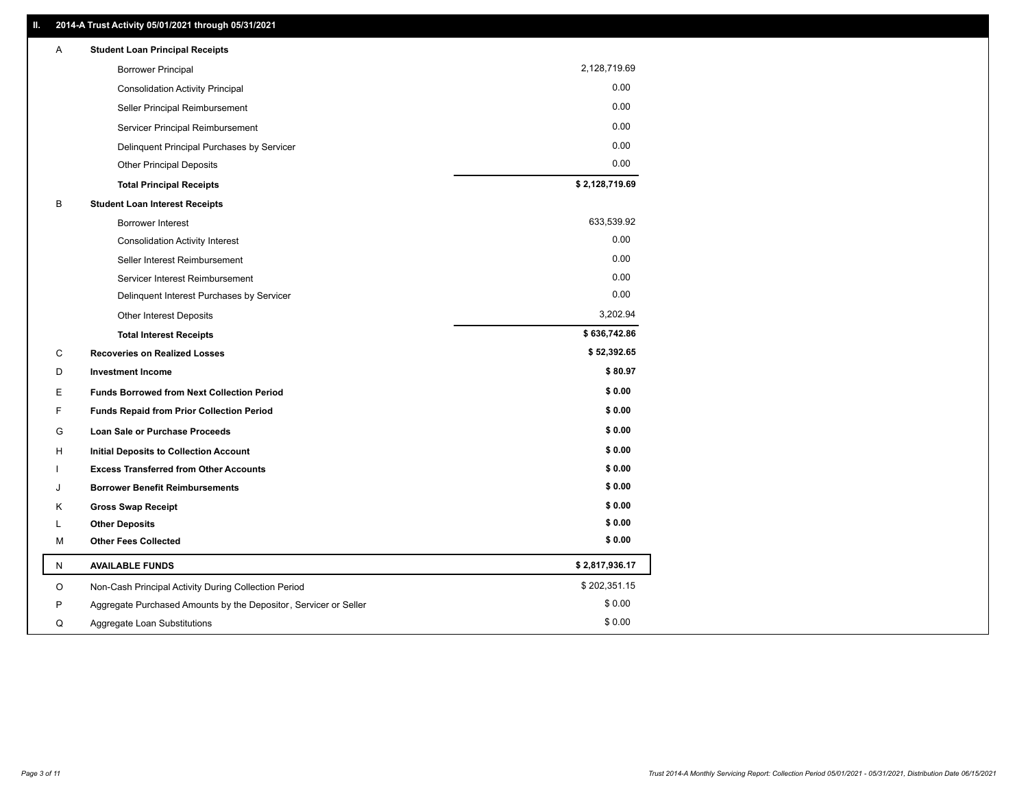## II. 2014-A Trust Activity 05/01/2021 through 05/31/2021

| | | |
|---|---|---|
| A | **Student Loan Principal Receipts** | |
| | Borrower Principal | 2,128,719.69 |
| | Consolidation Activity Principal | 0.00 |
| | Seller Principal Reimbursement | 0.00 |
| | Servicer Principal Reimbursement | 0.00 |
| | Delinquent Principal Purchases by Servicer | 0.00 |
| | Other Principal Deposits | 0.00 |
| | **Total Principal Receipts** | **$ 2,128,719.69** |
| B | **Student Loan Interest Receipts** | |
| | Borrower Interest | 633,539.92 |
| | Consolidation Activity Interest | 0.00 |
| | Seller Interest Reimbursement | 0.00 |
| | Servicer Interest Reimbursement | 0.00 |
| | Delinquent Interest Purchases by Servicer | 0.00 |
| | Other Interest Deposits | 3,202.94 |
| | **Total Interest Receipts** | **$ 636,742.86** |
| C | **Recoveries on Realized Losses** | **$ 52,392.65** |
| D | **Investment Income** | **$ 80.97** |
| E | **Funds Borrowed from Next Collection Period** | **$ 0.00** |
| F | **Funds Repaid from Prior Collection Period** | **$ 0.00** |
| G | **Loan Sale or Purchase Proceeds** | **$ 0.00** |
| H | **Initial Deposits to Collection Account** | **$ 0.00** |
| I | **Excess Transferred from Other Accounts** | **$ 0.00** |
| J | **Borrower Benefit Reimbursements** | **$ 0.00** |
| K | **Gross Swap Receipt** | **$ 0.00** |
| L | **Other Deposits** | **$ 0.00** |
| M | **Other Fees Collected** | **$ 0.00** |
| N | **AVAILABLE FUNDS** | **$ 2,817,936.17** |
| O | Non-Cash Principal Activity During Collection Period | $ 202,351.15 |
| P | Aggregate Purchased Amounts by the Depositor, Servicer or Seller | $ 0.00 |
| Q | Aggregate Loan Substitutions | $ 0.00 |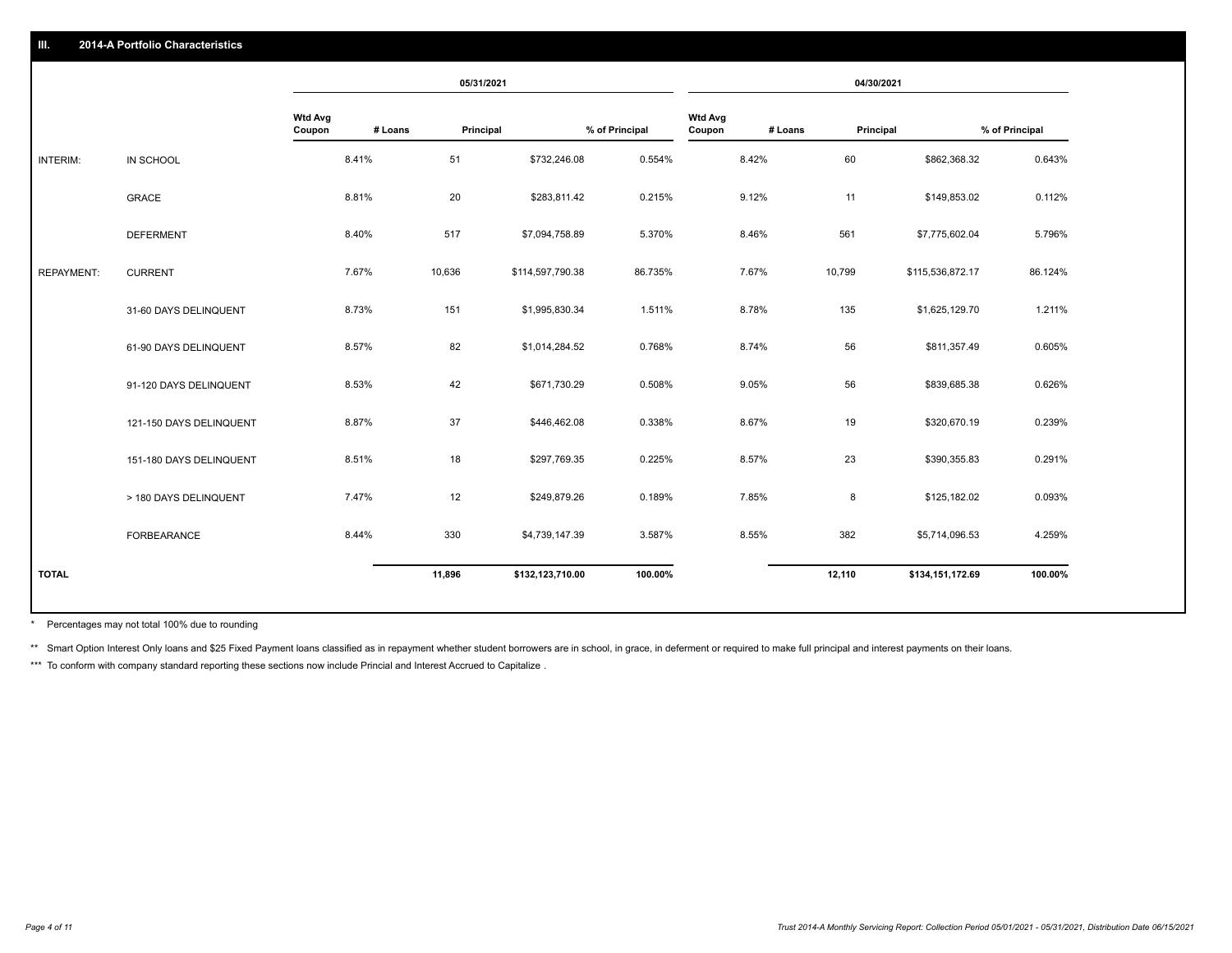## III. 2014-A Portfolio Characteristics

| | | 05/31/2021 | | | | 04/30/2021 | | | |
|---|---|---|---|---|---|---|---|---|---|
| | | Wtd Avg Coupon | # Loans | Principal | % of Principal | Wtd Avg Coupon | # Loans | Principal | % of Principal |
| INTERIM: | IN SCHOOL | 8.41% | 51 | $732,246.08 | 0.554% | 8.42% | 60 | $862,368.32 | 0.643% |
| | GRACE | 8.81% | 20 | $283,811.42 | 0.215% | 9.12% | 11 | $149,853.02 | 0.112% |
| | DEFERMENT | 8.40% | 517 | $7,094,758.89 | 5.370% | 8.46% | 561 | $7,775,602.04 | 5.796% |
| REPAYMENT: | CURRENT | 7.67% | 10,636 | $114,597,790.38 | 86.735% | 7.67% | 10,799 | $115,536,872.17 | 86.124% |
| | 31-60 DAYS DELINQUENT | 8.73% | 151 | $1,995,830.34 | 1.511% | 8.78% | 135 | $1,625,129.70 | 1.211% |
| | 61-90 DAYS DELINQUENT | 8.57% | 82 | $1,014,284.52 | 0.768% | 8.74% | 56 | $811,357.49 | 0.605% |
| | 91-120 DAYS DELINQUENT | 8.53% | 42 | $671,730.29 | 0.508% | 9.05% | 56 | $839,685.38 | 0.626% |
| | 121-150 DAYS DELINQUENT | 8.87% | 37 | $446,462.08 | 0.338% | 8.67% | 19 | $320,670.19 | 0.239% |
| | 151-180 DAYS DELINQUENT | 8.51% | 18 | $297,769.35 | 0.225% | 8.57% | 23 | $390,355.83 | 0.291% |
| | > 180 DAYS DELINQUENT | 7.47% | 12 | $249,879.26 | 0.189% | 7.85% | 8 | $125,182.02 | 0.093% |
| | FORBEARANCE | 8.44% | 330 | $4,739,147.39 | 3.587% | 8.55% | 382 | $5,714,096.53 | 4.259% |
| TOTAL | | | 11,896 | $132,123,710.00 | 100.00% | | 12,110 | $134,151,172.69 | 100.00% |

* Percentages may not total 100% due to rounding

** Smart Option Interest Only loans and $25 Fixed Payment loans classified as in repayment whether student borrowers are in school, in grace, in deferment or required to make full principal and interest payments on their loans.

*** To conform with company standard reporting these sections now include Princial and Interest Accrued to Capitalize .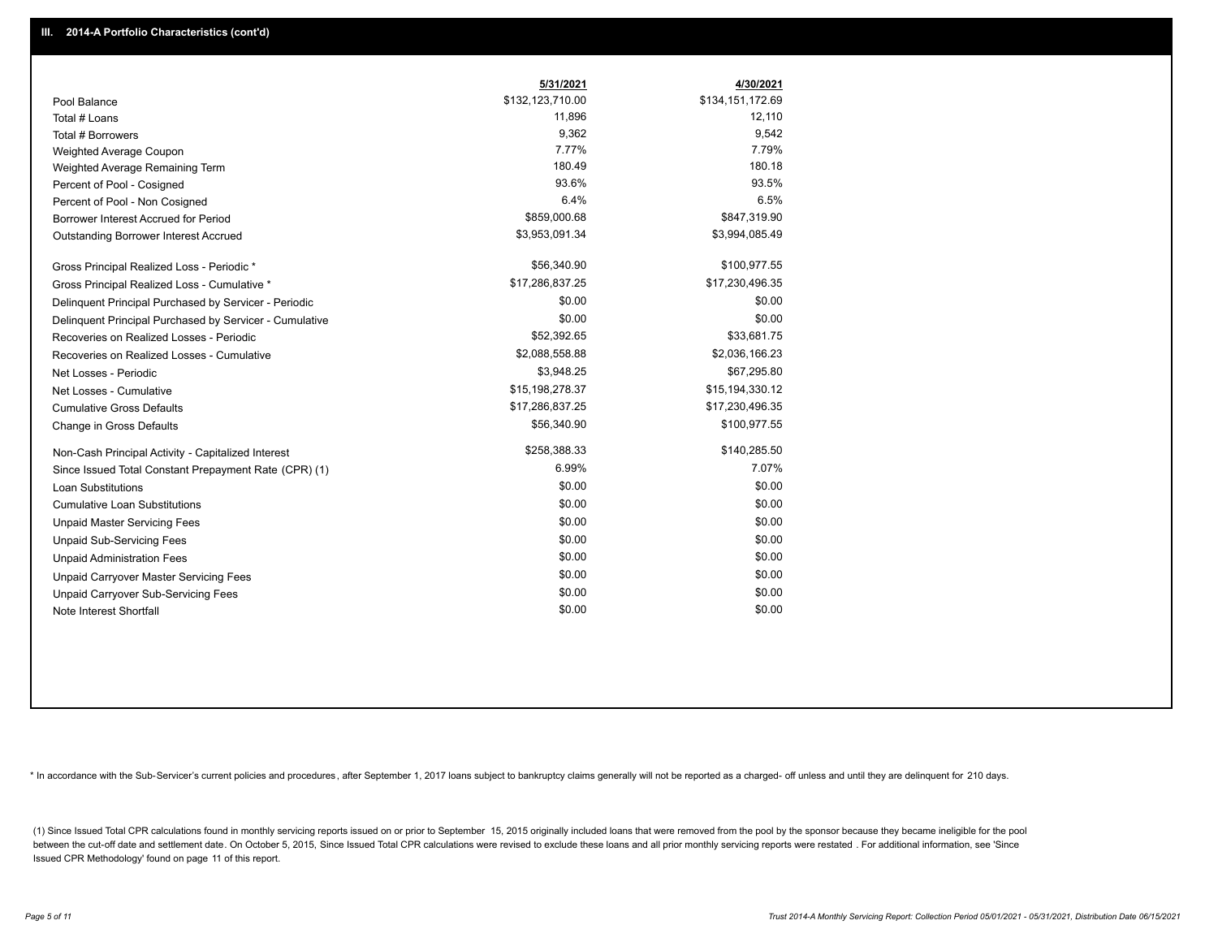## III. 2014-A Portfolio Characteristics (cont'd)

| | 5/31/2021 | 4/30/2021 |
|---|---|---|
| Pool Balance | $132,123,710.00 | $134,151,172.69 |
| Total # Loans | 11,896 | 12,110 |
| Total # Borrowers | 9,362 | 9,542 |
| Weighted Average Coupon | 7.77% | 7.79% |
| Weighted Average Remaining Term | 180.49 | 180.18 |
| Percent of Pool - Cosigned | 93.6% | 93.5% |
| Percent of Pool - Non Cosigned | 6.4% | 6.5% |
| Borrower Interest Accrued for Period | $859,000.68 | $847,319.90 |
| Outstanding Borrower Interest Accrued | $3,953,091.34 | $3,994,085.49 |
| Gross Principal Realized Loss - Periodic * | $56,340.90 | $100,977.55 |
| Gross Principal Realized Loss - Cumulative * | $17,286,837.25 | $17,230,496.35 |
| Delinquent Principal Purchased by Servicer - Periodic | $0.00 | $0.00 |
| Delinquent Principal Purchased by Servicer - Cumulative | $0.00 | $0.00 |
| Recoveries on Realized Losses - Periodic | $52,392.65 | $33,681.75 |
| Recoveries on Realized Losses - Cumulative | $2,088,558.88 | $2,036,166.23 |
| Net Losses - Periodic | $3,948.25 | $67,295.80 |
| Net Losses - Cumulative | $15,198,278.37 | $15,194,330.12 |
| Cumulative Gross Defaults | $17,286,837.25 | $17,230,496.35 |
| Change in Gross Defaults | $56,340.90 | $100,977.55 |
| Non-Cash Principal Activity - Capitalized Interest | $258,388.33 | $140,285.50 |
| Since Issued Total Constant Prepayment Rate (CPR) (1) | 6.99% | 7.07% |
| Loan Substitutions | $0.00 | $0.00 |
| Cumulative Loan Substitutions | $0.00 | $0.00 |
| Unpaid Master Servicing Fees | $0.00 | $0.00 |
| Unpaid Sub-Servicing Fees | $0.00 | $0.00 |
| Unpaid Administration Fees | $0.00 | $0.00 |
| Unpaid Carryover Master Servicing Fees | $0.00 | $0.00 |
| Unpaid Carryover Sub-Servicing Fees | $0.00 | $0.00 |
| Note Interest Shortfall | $0.00 | $0.00 |

* In accordance with the Sub-Servicer's current policies and procedures, after September 1, 2017 loans subject to bankruptcy claims generally will not be reported as a charged- off unless and until they are delinquent for 210 days.

(1) Since Issued Total CPR calculations found in monthly servicing reports issued on or prior to September 15, 2015 originally included loans that were removed from the pool by the sponsor because they became ineligible for the pool between the cut-off date and settlement date. On October 5, 2015, Since Issued Total CPR calculations were revised to exclude these loans and all prior monthly servicing reports were restated . For additional information, see 'Since Issued CPR Methodology' found on page 11 of this report.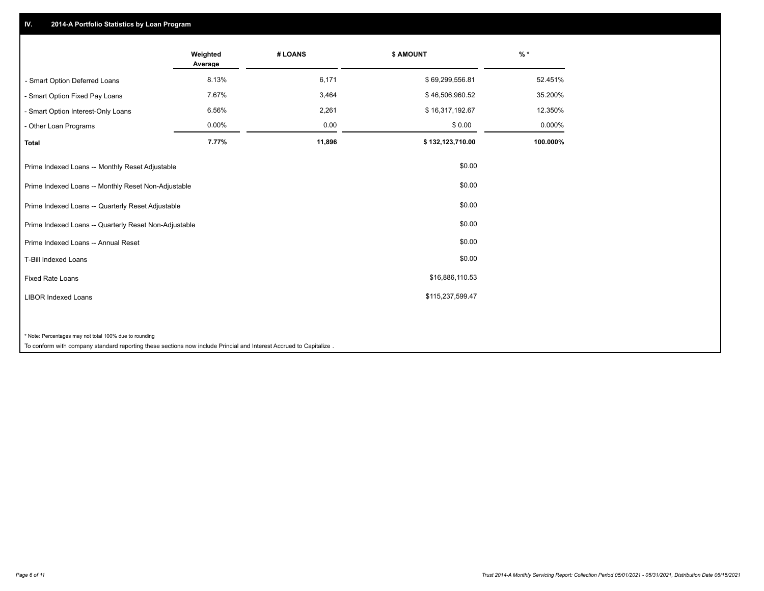## IV. 2014-A Portfolio Statistics by Loan Program

| | Weighted Average | # LOANS | $ AMOUNT | % * |
|---|---|---|---|---|
| - Smart Option Deferred Loans | 8.13% | 6,171 | $ 69,299,556.81 | 52.451% |
| - Smart Option Fixed Pay Loans | 7.67% | 3,464 | $ 46,506,960.52 | 35.200% |
| - Smart Option Interest-Only Loans | 6.56% | 2,261 | $ 16,317,192.67 | 12.350% |
| - Other Loan Programs | 0.00% | 0.00 | $ 0.00 | 0.000% |
| **Total** | **7.77%** | **11,896** | **$ 132,123,710.00** | **100.000%** |

| | |
|---|---|
| Prime Indexed Loans -- Monthly Reset Adjustable | $0.00 |
| Prime Indexed Loans -- Monthly Reset Non-Adjustable | $0.00 |
| Prime Indexed Loans -- Quarterly Reset Adjustable | $0.00 |
| Prime Indexed Loans -- Quarterly Reset Non-Adjustable | $0.00 |
| Prime Indexed Loans -- Annual Reset | $0.00 |
| T-Bill Indexed Loans | $0.00 |
| Fixed Rate Loans | $16,886,110.53 |
| LIBOR Indexed Loans | $115,237,599.47 |

* Note: Percentages may not total 100% due to rounding

To conform with company standard reporting these sections now include Princial and Interest Accrued to Capitalize .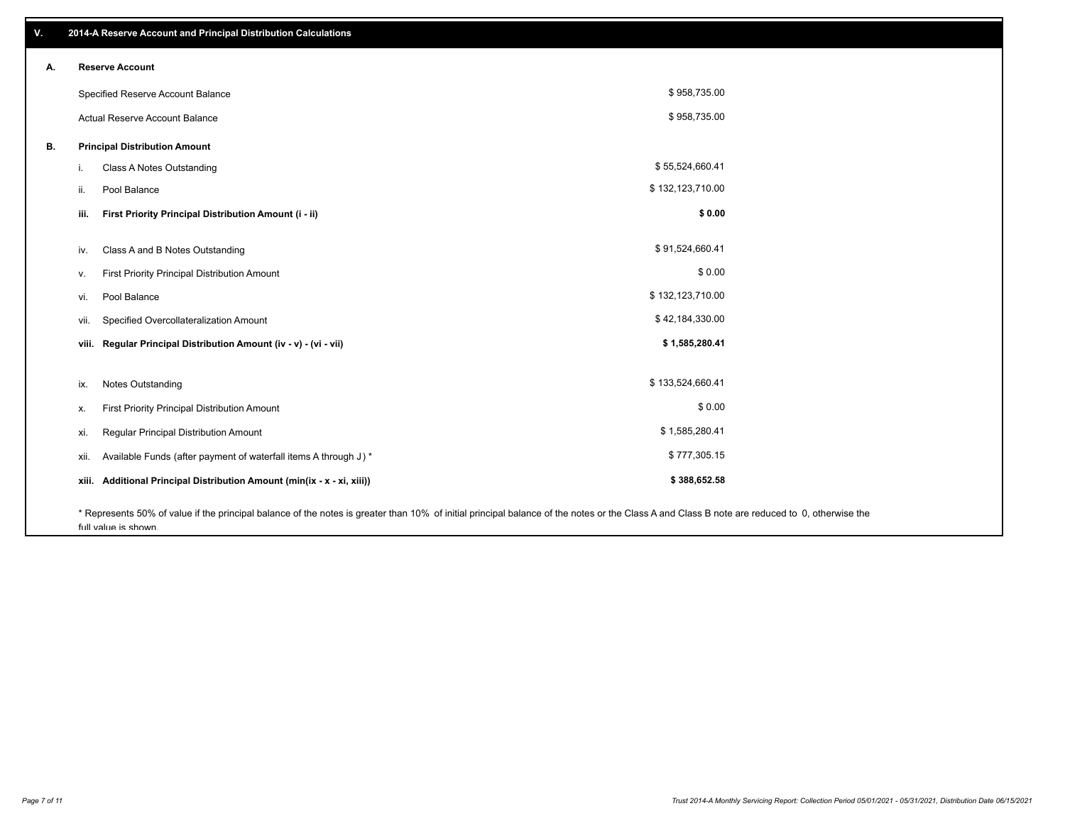## V. 2014-A Reserve Account and Principal Distribution Calculations

### A. Reserve Account

| | |
|---|---|
| Specified Reserve Account Balance | $ 958,735.00 |
| Actual Reserve Account Balance | $ 958,735.00 |

### B. Principal Distribution Amount

| | | |
|---|---|---|
| i. | Class A Notes Outstanding | $ 55,524,660.41 |
| ii. | Pool Balance | $ 132,123,710.00 |
| **iii.** | **First Priority Principal Distribution Amount (i - ii)** | **$ 0.00** |
| iv. | Class A and B Notes Outstanding | $ 91,524,660.41 |
| v. | First Priority Principal Distribution Amount | $ 0.00 |
| vi. | Pool Balance | $ 132,123,710.00 |
| vii. | Specified Overcollateralization Amount | $ 42,184,330.00 |
| **viii.** | **Regular Principal Distribution Amount (iv - v) - (vi - vii)** | **$ 1,585,280.41** |
| ix. | Notes Outstanding | $ 133,524,660.41 |
| x. | First Priority Principal Distribution Amount | $ 0.00 |
| xi. | Regular Principal Distribution Amount | $ 1,585,280.41 |
| xii. | Available Funds (after payment of waterfall items A through J ) * | $ 777,305.15 |
| **xiii.** | **Additional Principal Distribution Amount (min(ix - x - xi, xiii))** | **$ 388,652.58** |

* Represents 50% of value if the principal balance of the notes is greater than 10% of initial principal balance of the notes or the Class A and Class B note are reduced to 0, otherwise the full value is shown.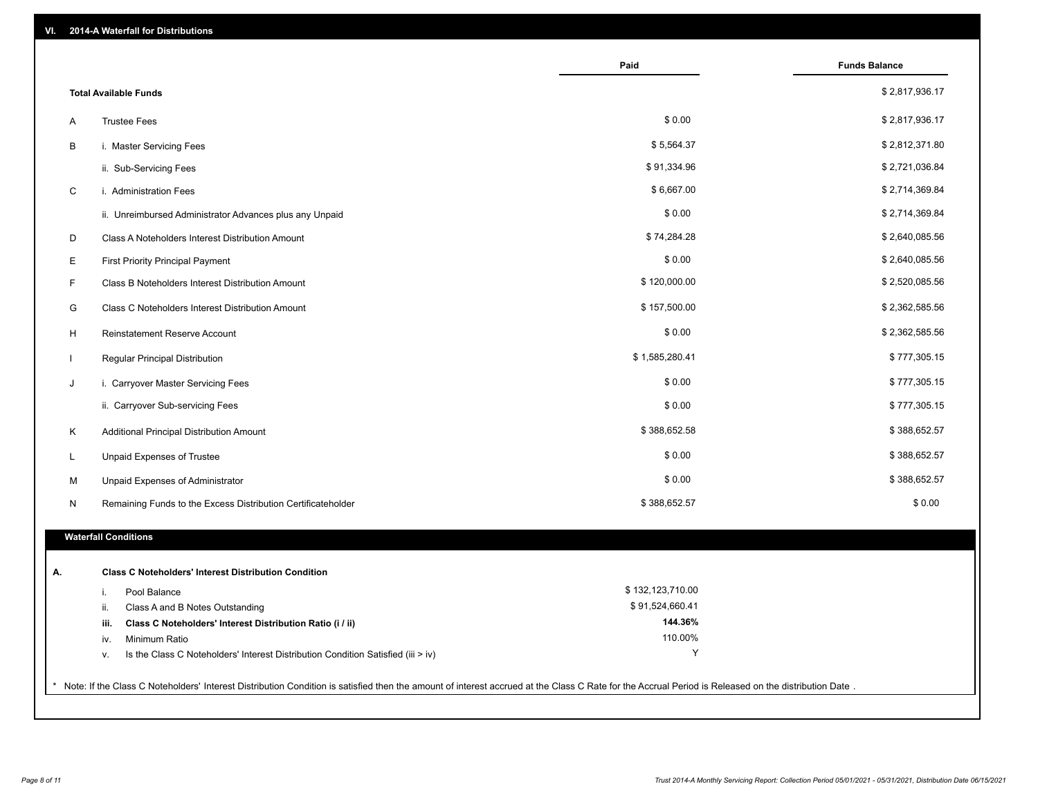## VI. 2014-A Waterfall for Distributions

| | | Paid | Funds Balance |
|---|---|---|---|
| | **Total Available Funds** | | $ 2,817,936.17 |
| A | Trustee Fees | $ 0.00 | $ 2,817,936.17 |
| B | i. Master Servicing Fees | $ 5,564.37 | $ 2,812,371.80 |
| | ii. Sub-Servicing Fees | $ 91,334.96 | $ 2,721,036.84 |
| C | i. Administration Fees | $ 6,667.00 | $ 2,714,369.84 |
| | ii. Unreimbursed Administrator Advances plus any Unpaid | $ 0.00 | $ 2,714,369.84 |
| D | Class A Noteholders Interest Distribution Amount | $ 74,284.28 | $ 2,640,085.56 |
| E | First Priority Principal Payment | $ 0.00 | $ 2,640,085.56 |
| F | Class B Noteholders Interest Distribution Amount | $ 120,000.00 | $ 2,520,085.56 |
| G | Class C Noteholders Interest Distribution Amount | $ 157,500.00 | $ 2,362,585.56 |
| H | Reinstatement Reserve Account | $ 0.00 | $ 2,362,585.56 |
| I | Regular Principal Distribution | $ 1,585,280.41 | $ 777,305.15 |
| J | i. Carryover Master Servicing Fees | $ 0.00 | $ 777,305.15 |
| | ii. Carryover Sub-servicing Fees | $ 0.00 | $ 777,305.15 |
| K | Additional Principal Distribution Amount | $ 388,652.58 | $ 388,652.57 |
| L | Unpaid Expenses of Trustee | $ 0.00 | $ 388,652.57 |
| M | Unpaid Expenses of Administrator | $ 0.00 | $ 388,652.57 |
| N | Remaining Funds to the Excess Distribution Certificateholder | $ 388,652.57 | $ 0.00 |

### Waterfall Conditions

**A. Class C Noteholders' Interest Distribution Condition**

| | | |
|---|---|---|
| i. | Pool Balance | $ 132,123,710.00 |
| ii. | Class A and B Notes Outstanding | $ 91,524,660.41 |
| **iii.** | **Class C Noteholders' Interest Distribution Ratio (i / ii)** | **144.36%** |
| iv. | Minimum Ratio | 110.00% |
| v. | Is the Class C Noteholders' Interest Distribution Condition Satisfied (iii > iv) | Y |

* Note: If the Class C Noteholders' Interest Distribution Condition is satisfied then the amount of interest accrued at the Class C Rate for the Accrual Period is Released on the distribution Date .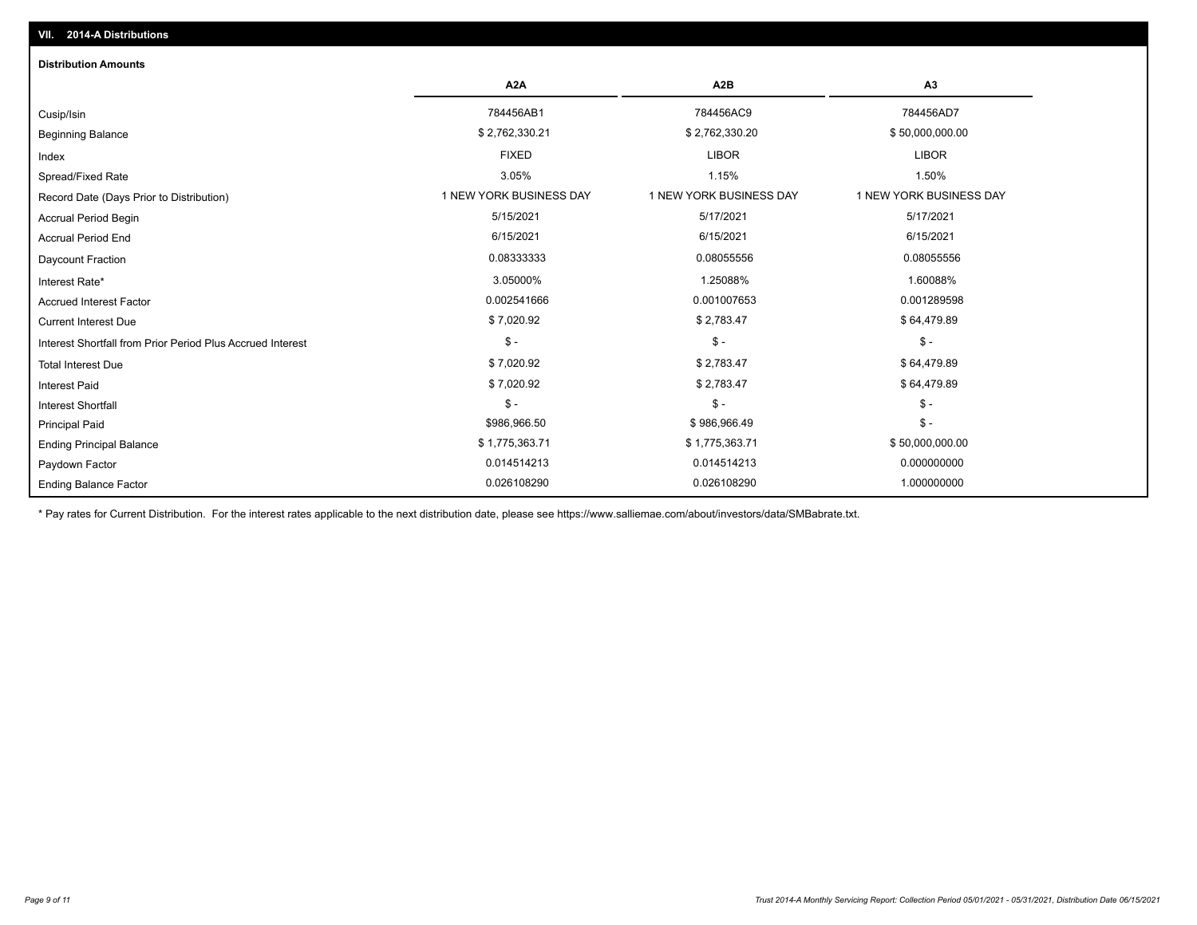## VII. 2014-A Distributions

### Distribution Amounts

| | A2A | A2B | A3 |
|---|---|---|---|
| Cusip/Isin | 784456AB1 | 784456AC9 | 784456AD7 |
| Beginning Balance | $ 2,762,330.21 | $ 2,762,330.20 | $ 50,000,000.00 |
| Index | FIXED | LIBOR | LIBOR |
| Spread/Fixed Rate | 3.05% | 1.15% | 1.50% |
| Record Date (Days Prior to Distribution) | 1 NEW YORK BUSINESS DAY | 1 NEW YORK BUSINESS DAY | 1 NEW YORK BUSINESS DAY |
| Accrual Period Begin | 5/15/2021 | 5/17/2021 | 5/17/2021 |
| Accrual Period End | 6/15/2021 | 6/15/2021 | 6/15/2021 |
| Daycount Fraction | 0.08333333 | 0.08055556 | 0.08055556 |
| Interest Rate* | 3.05000% | 1.25088% | 1.60088% |
| Accrued Interest Factor | 0.002541666 | 0.001007653 | 0.001289598 |
| Current Interest Due | $ 7,020.92 | $ 2,783.47 | $ 64,479.89 |
| Interest Shortfall from Prior Period Plus Accrued Interest | $ - | $ - | $ - |
| Total Interest Due | $ 7,020.92 | $ 2,783.47 | $ 64,479.89 |
| Interest Paid | $ 7,020.92 | $ 2,783.47 | $ 64,479.89 |
| Interest Shortfall | $ - | $ - | $ - |
| Principal Paid | $986,966.50 | $ 986,966.49 | $ - |
| Ending Principal Balance | $ 1,775,363.71 | $ 1,775,363.71 | $ 50,000,000.00 |
| Paydown Factor | 0.014514213 | 0.014514213 | 0.000000000 |
| Ending Balance Factor | 0.026108290 | 0.026108290 | 1.000000000 |

* Pay rates for Current Distribution. For the interest rates applicable to the next distribution date, please see https://www.salliemae.com/about/investors/data/SMBabrate.txt.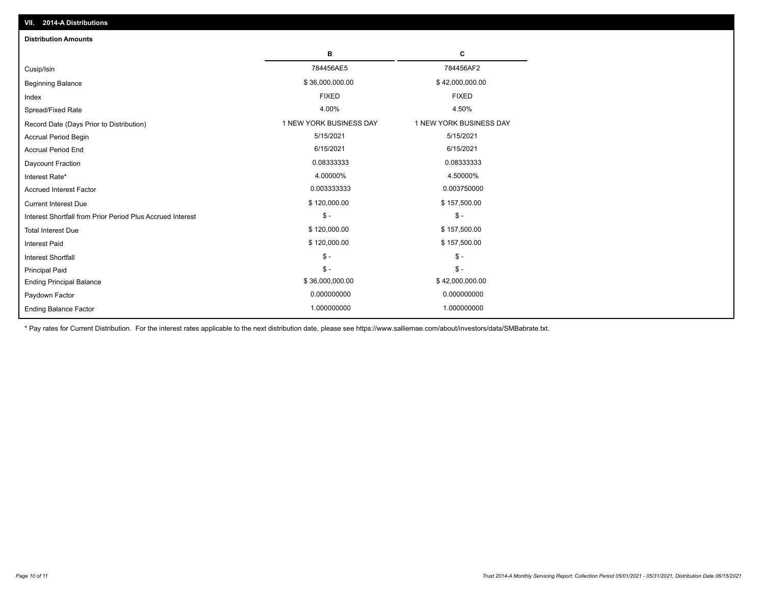## VII. 2014-A Distributions

### Distribution Amounts

| | B | C |
|---|---|---|
| Cusip/Isin | 784456AE5 | 784456AF2 |
| Beginning Balance | $ 36,000,000.00 | $ 42,000,000.00 |
| Index | FIXED | FIXED |
| Spread/Fixed Rate | 4.00% | 4.50% |
| Record Date (Days Prior to Distribution) | 1 NEW YORK BUSINESS DAY | 1 NEW YORK BUSINESS DAY |
| Accrual Period Begin | 5/15/2021 | 5/15/2021 |
| Accrual Period End | 6/15/2021 | 6/15/2021 |
| Daycount Fraction | 0.08333333 | 0.08333333 |
| Interest Rate* | 4.00000% | 4.50000% |
| Accrued Interest Factor | 0.003333333 | 0.003750000 |
| Current Interest Due | $ 120,000.00 | $ 157,500.00 |
| Interest Shortfall from Prior Period Plus Accrued Interest | $ - | $ - |
| Total Interest Due | $ 120,000.00 | $ 157,500.00 |
| Interest Paid | $ 120,000.00 | $ 157,500.00 |
| Interest Shortfall | $ - | $ - |
| Principal Paid | $ - | $ - |
| Ending Principal Balance | $ 36,000,000.00 | $ 42,000,000.00 |
| Paydown Factor | 0.000000000 | 0.000000000 |
| Ending Balance Factor | 1.000000000 | 1.000000000 |

\* Pay rates for Current Distribution. For the interest rates applicable to the next distribution date, please see https://www.salliemae.com/about/investors/data/SMBabrate.txt.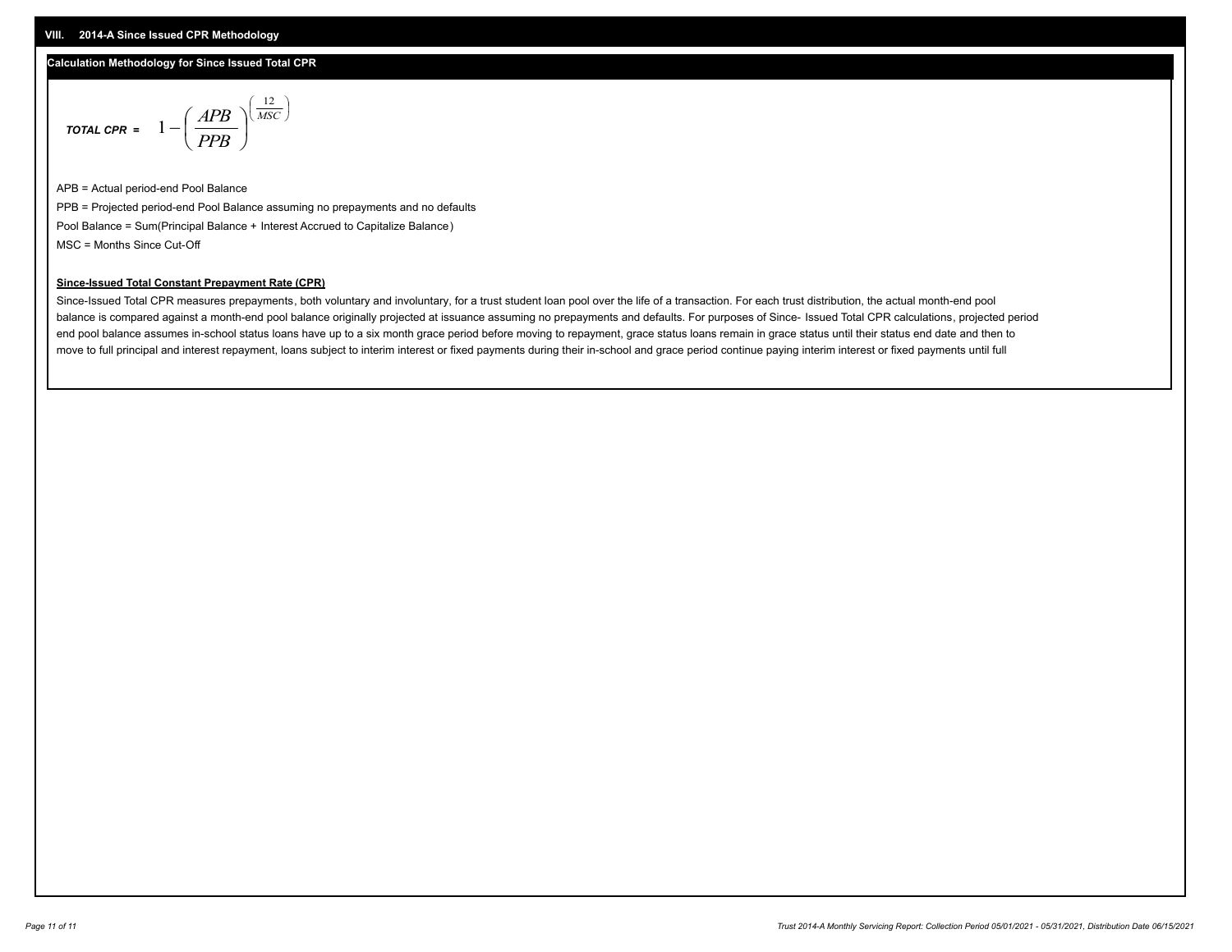## VIII. 2014-A Since Issued CPR Methodology

### Calculation Methodology for Since Issued Total CPR

$$\textit{TOTAL CPR} = 1 - \left(\frac{APB}{PPB}\right)^{\left(\frac{12}{MSC}\right)}$$

APB = Actual period-end Pool Balance

PPB = Projected period-end Pool Balance assuming no prepayments and no defaults

Pool Balance = Sum(Principal Balance + Interest Accrued to Capitalize Balance)

MSC = Months Since Cut-Off

**Since-Issued Total Constant Prepayment Rate (CPR)**

Since-Issued Total CPR measures prepayments, both voluntary and involuntary, for a trust student loan pool over the life of a transaction. For each trust distribution, the actual month-end pool balance is compared against a month-end pool balance originally projected at issuance assuming no prepayments and defaults. For purposes of Since- Issued Total CPR calculations, projected period end pool balance assumes in-school status loans have up to a six month grace period before moving to repayment, grace status loans remain in grace status until their status end date and then to move to full principal and interest repayment, loans subject to interim interest or fixed payments during their in-school and grace period continue paying interim interest or fixed payments until full